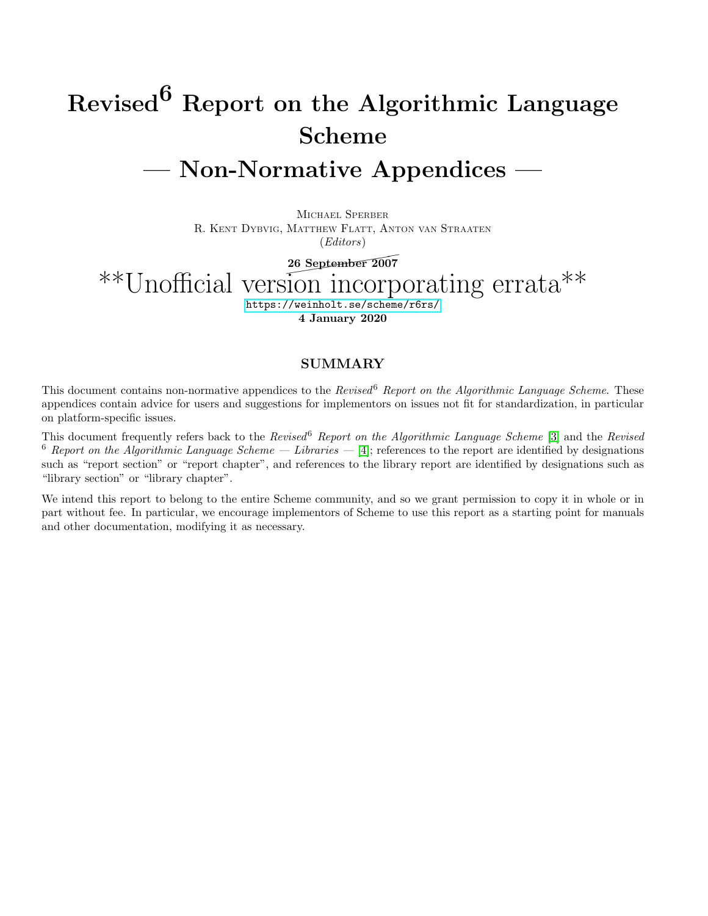# Revised$^6$ Report on the Algorithmic Language Scheme

## — Non-Normative Appendices —

Michael Sperber
R. Kent Dybvig, Matthew Flatt, Anton van Straaten
(*Editors*)

~~**26 September 2007**~~

**Unofficial version incorporating errata**

https://weinholt.se/scheme/r6rs/

**4 January 2020**

## SUMMARY

This document contains non-normative appendices to the *Revised$^6$ Report on the Algorithmic Language Scheme*. These appendices contain advice for users and suggestions for implementors on issues not fit for standardization, in particular on platform-specific issues.

This document frequently refers back to the *Revised$^6$ Report on the Algorithmic Language Scheme* [3] and the *Revised $^6$ Report on the Algorithmic Language Scheme — Libraries —* [4]; references to the report are identified by designations such as "report section" or "report chapter", and references to the library report are identified by designations such as "library section" or "library chapter".

We intend this report to belong to the entire Scheme community, and so we grant permission to copy it in whole or in part without fee. In particular, we encourage implementors of Scheme to use this report as a starting point for manuals and other documentation, modifying it as necessary.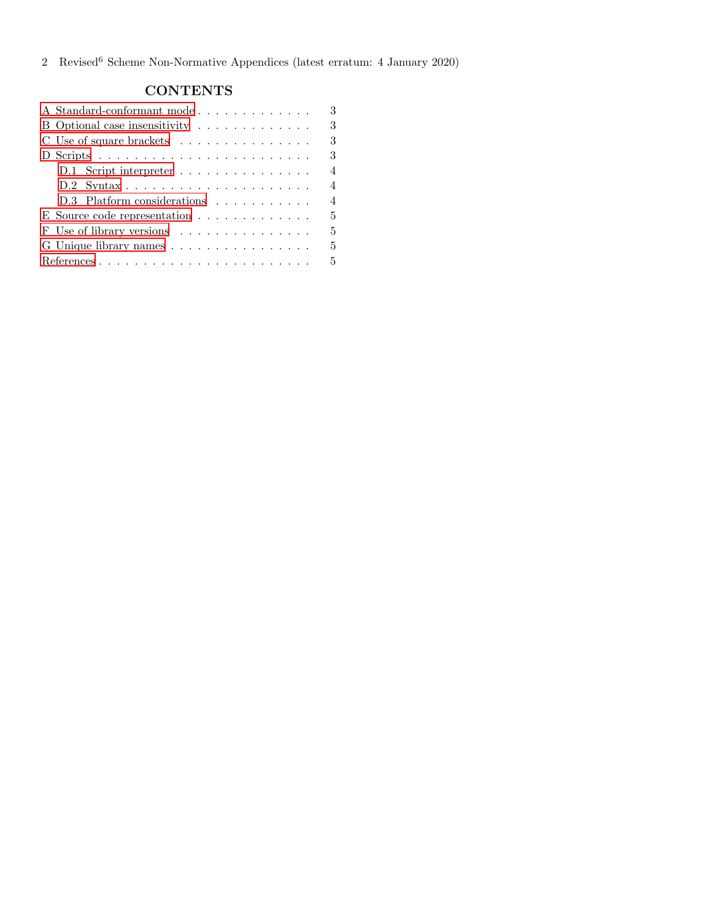## CONTENTS

A Standard-conformant mode . . . . . . . . . . . . . 3
B Optional case insensitivity . . . . . . . . . . . . . 3
C Use of square brackets . . . . . . . . . . . . . . . 3
D Scripts . . . . . . . . . . . . . . . . . . . . . . . . . 3
- D.1 Script interpreter . . . . . . . . . . . . . . . . 4
- D.2 Syntax . . . . . . . . . . . . . . . . . . . . . . 4
- D.3 Platform considerations . . . . . . . . . . . 4

E Source code representation . . . . . . . . . . . . 5
F Use of library versions . . . . . . . . . . . . . . . 5
G Unique library names . . . . . . . . . . . . . . . . 5
References . . . . . . . . . . . . . . . . . . . . . . . . 5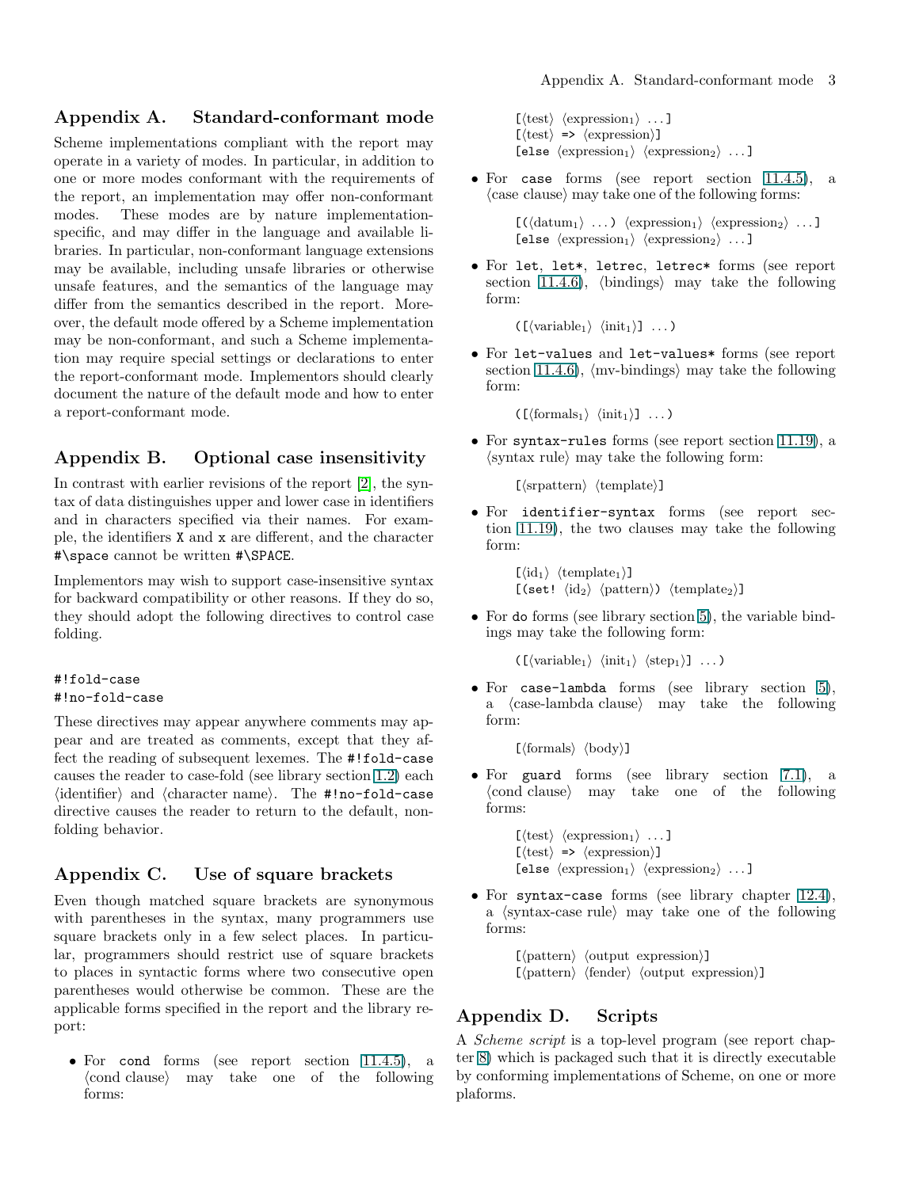## Appendix A. Standard-conformant mode

Scheme implementations compliant with the report may operate in a variety of modes. In particular, in addition to one or more modes conformant with the requirements of the report, an implementation may offer non-conformant modes. These modes are by nature implementation-specific, and may differ in the language and available libraries. In particular, non-conformant language extensions may be available, including unsafe libraries or otherwise unsafe features, and the semantics of the language may differ from the semantics described in the report. Moreover, the default mode offered by a Scheme implementation may be non-conformant, and such a Scheme implementation may require special settings or declarations to enter the report-conformant mode. Implementors should clearly document the nature of the default mode and how to enter a report-conformant mode.

## Appendix B. Optional case insensitivity

In contrast with earlier revisions of the report [2], the syntax of data distinguishes upper and lower case in identifiers and in characters specified via their names. For example, the identifiers `X` and `x` are different, and the character `#\space` cannot be written `#\SPACE`.

Implementors may wish to support case-insensitive syntax for backward compatibility or other reasons. If they do so, they should adopt the following directives to control case folding.

```
#!fold-case
#!no-fold-case
```

These directives may appear anywhere comments may appear and are treated as comments, except that they affect the reading of subsequent lexemes. The `#!fold-case` causes the reader to case-fold (see library section 1.2) each ⟨identifier⟩ and ⟨character name⟩. The `#!no-fold-case` directive causes the reader to return to the default, non-folding behavior.

## Appendix C. Use of square brackets

Even though matched square brackets are synonymous with parentheses in the syntax, many programmers use square brackets only in a few select places. In particular, programmers should restrict use of square brackets to places in syntactic forms where two consecutive open parentheses would otherwise be common. These are the applicable forms specified in the report and the library report:

- For `cond` forms (see report section 11.4.5), a ⟨cond clause⟩ may take one of the following forms:

  ```
  [⟨test⟩ ⟨expression1⟩ ...]
  [⟨test⟩ => ⟨expression⟩]
  [else ⟨expression1⟩ ⟨expression2⟩ ...]
  ```

- For `case` forms (see report section 11.4.5), a ⟨case clause⟩ may take one of the following forms:

  ```
  [(⟨datum1⟩ ...) ⟨expression1⟩ ⟨expression2⟩ ...]
  [else ⟨expression1⟩ ⟨expression2⟩ ...]
  ```

- For `let`, `let*`, `letrec`, `letrec*` forms (see report section 11.4.6), ⟨bindings⟩ may take the following form:

  ```
  ([⟨variable1⟩ ⟨init1⟩] ...)
  ```

- For `let-values` and `let-values*` forms (see report section 11.4.6), ⟨mv-bindings⟩ may take the following form:

  ```
  ([⟨formals1⟩ ⟨init1⟩] ...)
  ```

- For `syntax-rules` forms (see report section 11.19), a ⟨syntax rule⟩ may take the following form:

  ```
  [⟨srpattern⟩ ⟨template⟩]
  ```

- For `identifier-syntax` forms (see report section 11.19), the two clauses may take the following form:

  ```
  [⟨id1⟩ ⟨template1⟩]
  [(set! ⟨id2⟩ ⟨pattern⟩) ⟨template2⟩]
  ```

- For `do` forms (see library section 5), the variable bindings may take the following form:

  ```
  ([⟨variable1⟩ ⟨init1⟩ ⟨step1⟩] ...)
  ```

- For `case-lambda` forms (see library section 5), a ⟨case-lambda clause⟩ may take the following form:

  ```
  [⟨formals⟩ ⟨body⟩]
  ```

- For `guard` forms (see library section 7.1), a ⟨cond clause⟩ may take one of the following forms:

  ```
  [⟨test⟩ ⟨expression1⟩ ...]
  [⟨test⟩ => ⟨expression⟩]
  [else ⟨expression1⟩ ⟨expression2⟩ ...]
  ```

- For `syntax-case` forms (see library chapter 12.4), a ⟨syntax-case rule⟩ may take one of the following forms:

  ```
  [⟨pattern⟩ ⟨output expression⟩]
  [⟨pattern⟩ ⟨fender⟩ ⟨output expression⟩]
  ```

## Appendix D. Scripts

A *Scheme script* is a top-level program (see report chapter 8) which is packaged such that it is directly executable by conforming implementations of Scheme, on one or more plaforms.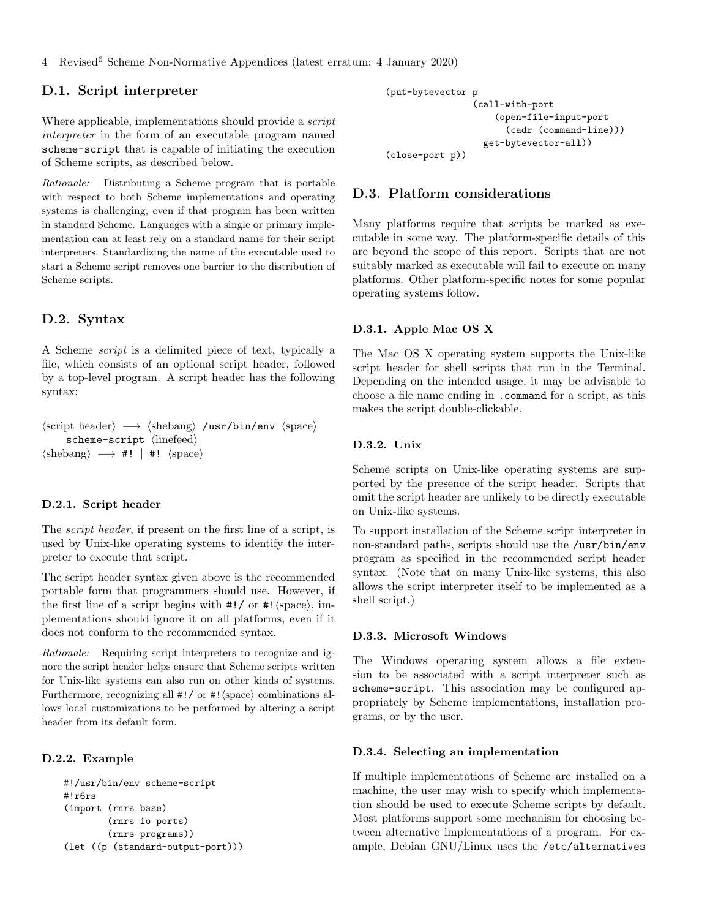## D.1. Script interpreter

Where applicable, implementations should provide a *script interpreter* in the form of an executable program named `scheme-script` that is capable of initiating the execution of Scheme scripts, as described below.

*Rationale:* Distributing a Scheme program that is portable with respect to both Scheme implementations and operating systems is challenging, even if that program has been written in standard Scheme. Languages with a single or primary implementation can at least rely on a standard name for their script interpreters. Standardizing the name of the executable used to start a Scheme script removes one barrier to the distribution of Scheme scripts.

## D.2. Syntax

A Scheme *script* is a delimited piece of text, typically a file, which consists of an optional script header, followed by a top-level program. A script header has the following syntax:

⟨script header⟩ ⟶ ⟨shebang⟩ `/usr/bin/env` ⟨space⟩
    `scheme-script` ⟨linefeed⟩
⟨shebang⟩ ⟶ `#!` | `#!` ⟨space⟩

### D.2.1. Script header

The *script header*, if present on the first line of a script, is used by Unix-like operating systems to identify the interpreter to execute that script.

The script header syntax given above is the recommended portable form that programmers should use. However, if the first line of a script begins with `#!/` or `#!`⟨space⟩, implementations should ignore it on all platforms, even if it does not conform to the recommended syntax.

*Rationale:* Requiring script interpreters to recognize and ignore the script header helps ensure that Scheme scripts written for Unix-like systems can also run on other kinds of systems. Furthermore, recognizing all `#!/` or `#!`⟨space⟩ combinations allows local customizations to be performed by altering a script header from its default form.

### D.2.2. Example

```
#!/usr/bin/env scheme-script
#!r6rs
(import (rnrs base)
        (rnrs io ports)
        (rnrs programs))
(let ((p (standard-output-port)))
  (put-bytevector p
                  (call-with-port
                      (open-file-input-port
                        (cadr (command-line)))
                    get-bytevector-all))
  (close-port p))
```

## D.3. Platform considerations

Many platforms require that scripts be marked as executable in some way. The platform-specific details of this are beyond the scope of this report. Scripts that are not suitably marked as executable will fail to execute on many platforms. Other platform-specific notes for some popular operating systems follow.

### D.3.1. Apple Mac OS X

The Mac OS X operating system supports the Unix-like script header for shell scripts that run in the Terminal. Depending on the intended usage, it may be advisable to choose a file name ending in `.command` for a script, as this makes the script double-clickable.

### D.3.2. Unix

Scheme scripts on Unix-like operating systems are supported by the presence of the script header. Scripts that omit the script header are unlikely to be directly executable on Unix-like systems.

To support installation of the Scheme script interpreter in non-standard paths, scripts should use the `/usr/bin/env` program as specified in the recommended script header syntax. (Note that on many Unix-like systems, this also allows the script interpreter itself to be implemented as a shell script.)

### D.3.3. Microsoft Windows

The Windows operating system allows a file extension to be associated with a script interpreter such as `scheme-script`. This association may be configured appropriately by Scheme implementations, installation programs, or by the user.

### D.3.4. Selecting an implementation

If multiple implementations of Scheme are installed on a machine, the user may wish to specify which implementation should be used to execute Scheme scripts by default. Most platforms support some mechanism for choosing between alternative implementations of a program. For example, Debian GNU/Linux uses the `/etc/alternatives`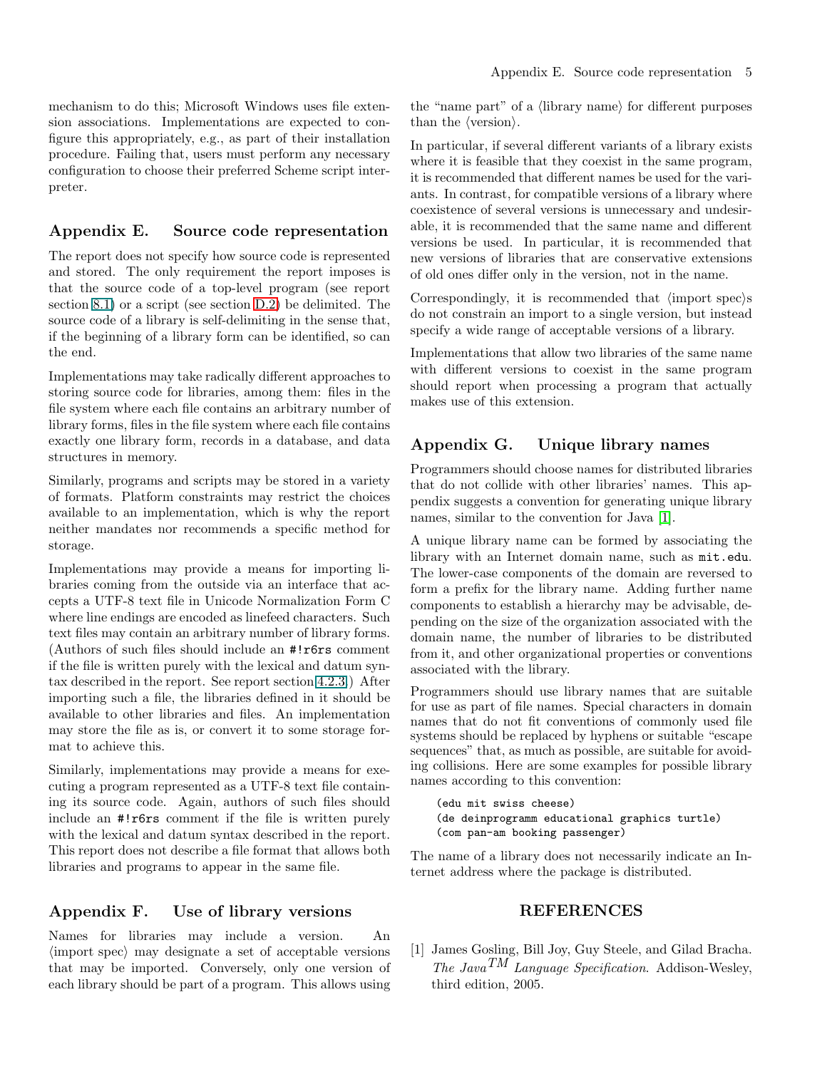mechanism to do this; Microsoft Windows uses file extension associations. Implementations are expected to configure this appropriately, e.g., as part of their installation procedure. Failing that, users must perform any necessary configuration to choose their preferred Scheme script interpreter.

## Appendix E. Source code representation

The report does not specify how source code is represented and stored. The only requirement the report imposes is that the source code of a top-level program (see report section 8.1) or a script (see section D.2) be delimited. The source code of a library is self-delimiting in the sense that, if the beginning of a library form can be identified, so can the end.

Implementations may take radically different approaches to storing source code for libraries, among them: files in the file system where each file contains an arbitrary number of library forms, files in the file system where each file contains exactly one library form, records in a database, and data structures in memory.

Similarly, programs and scripts may be stored in a variety of formats. Platform constraints may restrict the choices available to an implementation, which is why the report neither mandates nor recommends a specific method for storage.

Implementations may provide a means for importing libraries coming from the outside via an interface that accepts a UTF-8 text file in Unicode Normalization Form C where line endings are encoded as linefeed characters. Such text files may contain an arbitrary number of library forms. (Authors of such files should include an `#!r6rs` comment if the file is written purely with the lexical and datum syntax described in the report. See report section 4.2.3.) After importing such a file, the libraries defined in it should be available to other libraries and files. An implementation may store the file as is, or convert it to some storage format to achieve this.

Similarly, implementations may provide a means for executing a program represented as a UTF-8 text file containing its source code. Again, authors of such files should include an `#!r6rs` comment if the file is written purely with the lexical and datum syntax described in the report. This report does not describe a file format that allows both libraries and programs to appear in the same file.

## Appendix F. Use of library versions

Names for libraries may include a version. An ⟨import spec⟩ may designate a set of acceptable versions that may be imported. Conversely, only one version of each library should be part of a program. This allows using the "name part" of a ⟨library name⟩ for different purposes than the ⟨version⟩.

In particular, if several different variants of a library exists where it is feasible that they coexist in the same program, it is recommended that different names be used for the variants. In contrast, for compatible versions of a library where coexistence of several versions is unnecessary and undesirable, it is recommended that the same name and different versions be used. In particular, it is recommended that new versions of libraries that are conservative extensions of old ones differ only in the version, not in the name.

Correspondingly, it is recommended that ⟨import spec⟩s do not constrain an import to a single version, but instead specify a wide range of acceptable versions of a library.

Implementations that allow two libraries of the same name with different versions to coexist in the same program should report when processing a program that actually makes use of this extension.

## Appendix G. Unique library names

Programmers should choose names for distributed libraries that do not collide with other libraries' names. This appendix suggests a convention for generating unique library names, similar to the convention for Java [1].

A unique library name can be formed by associating the library with an Internet domain name, such as `mit.edu`. The lower-case components of the domain are reversed to form a prefix for the library name. Adding further name components to establish a hierarchy may be advisable, depending on the size of the organization associated with the domain name, the number of libraries to be distributed from it, and other organizational properties or conventions associated with the library.

Programmers should use library names that are suitable for use as part of file names. Special characters in domain names that do not fit conventions of commonly used file systems should be replaced by hyphens or suitable "escape sequences" that, as much as possible, are suitable for avoiding collisions. Here are some examples for possible library names according to this convention:

```
(edu mit swiss cheese)
(de deinprogramm educational graphics turtle)
(com pan-am booking passenger)
```

The name of a library does not necessarily indicate an Internet address where the package is distributed.

## REFERENCES

[1] James Gosling, Bill Joy, Guy Steele, and Gilad Bracha. *The Java<sup>TM</sup> Language Specification*. Addison-Wesley, third edition, 2005.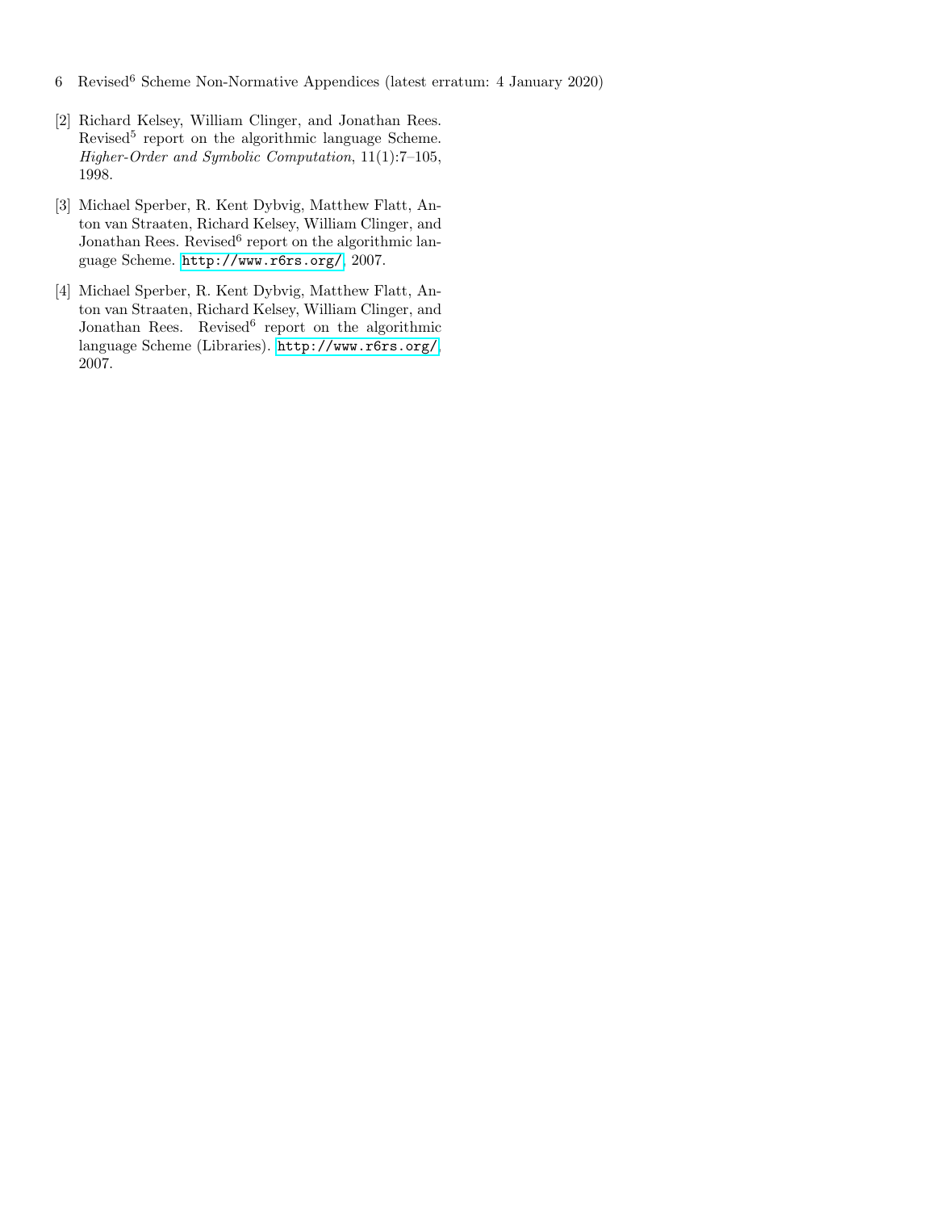[2] Richard Kelsey, William Clinger, and Jonathan Rees. Revised$^5$ report on the algorithmic language Scheme. *Higher-Order and Symbolic Computation*, 11(1):7–105, 1998.

[3] Michael Sperber, R. Kent Dybvig, Matthew Flatt, Anton van Straaten, Richard Kelsey, William Clinger, and Jonathan Rees. Revised$^6$ report on the algorithmic language Scheme. `http://www.r6rs.org/`, 2007.

[4] Michael Sperber, R. Kent Dybvig, Matthew Flatt, Anton van Straaten, Richard Kelsey, William Clinger, and Jonathan Rees. Revised$^6$ report on the algorithmic language Scheme (Libraries). `http://www.r6rs.org/`, 2007.